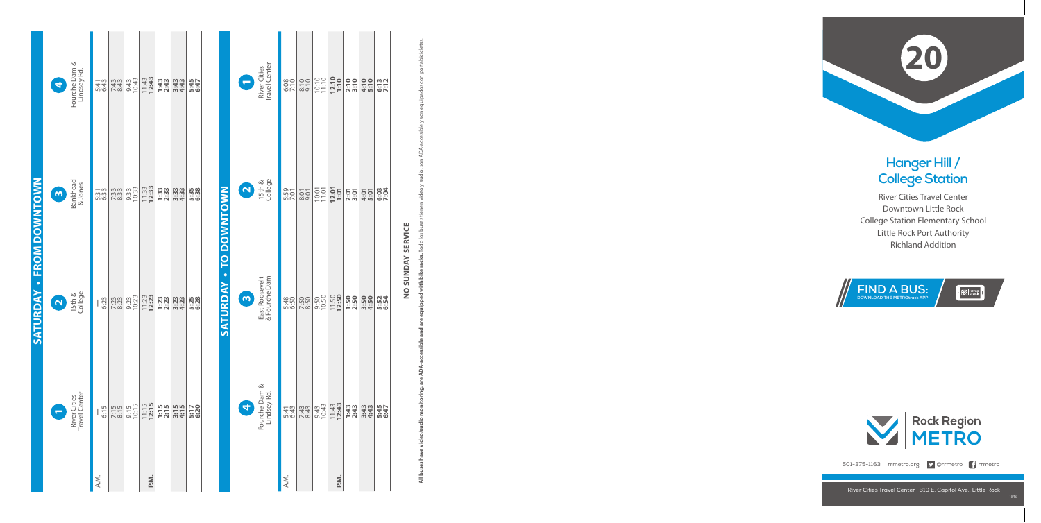# 20

## Hanger Hill / College Station

River Cities Travel Center
Downtown Little Rock
College Station Elementary School
Little Rock Port Authority
Richland Addition

**FIND A BUS:** DOWNLOAD THE METROtrack APP

Rock Region METRO

501-375-1163 rrmetro.org @rrmetro rrmetro

River Cities Travel Center | 310 E. Capitol Ave., Little Rock

## SATURDAY • FROM DOWNTOWN

| | 1 River Cities Travel Center | 2 15th & College | 3 Bankhead & Jones | 4 Fourche Dam & Lindsey Rd. |
|---|---|---|---|---|
| A.M. | — | — | 5:31 | 5:41 |
| | 6:15 | 6:23 | 6:33 | 6:43 |
| | 7:15 | 7:23 | 7:33 | 7:43 |
| | 8:15 | 8:23 | 8:33 | 8:43 |
| | 9:15 | 9:23 | 9:33 | 9:43 |
| | 10:15 | 10:23 | 10:33 | 10:43 |
| | 11:15 | 11:23 | 11:33 | 11:43 |
| P.M. | **12:15** | **12:23** | **12:33** | **12:43** |
| | **1:15** | **1:23** | **1:33** | **1:43** |
| | **2:15** | **2:23** | **2:33** | **2:43** |
| | **3:15** | **3:23** | **3:33** | **3:43** |
| | **4:15** | **4:23** | **4:33** | **4:43** |
| | **5:17** | **5:25** | **5:35** | **5:45** |
| | **6:20** | **6:28** | **6:38** | **6:47** |

## SATURDAY • TO DOWNTOWN

| | 4 Fourche Dam & Lindsey Rd. | 3 East Roosevelt & Fourche Dam | 2 15th & College | 1 River Cities Travel Center |
|---|---|---|---|---|
| A.M. | 5:41 | 5:48 | 5:59 | 6:08 |
| | 6:43 | 6:50 | 7:01 | 7:10 |
| | 7:43 | 7:50 | 8:01 | 8:10 |
| | 8:43 | 8:50 | 9:01 | 9:10 |
| | 9:43 | 9:50 | 10:01 | 10:10 |
| | 10:43 | 10:50 | 11:01 | 11:10 |
| | 11:43 | 11:50 | **12:01** | **12:10** |
| P.M. | **12:43** | **12:50** | **1:01** | **1:10** |
| | **1:43** | **1:50** | **2:01** | **2:10** |
| | **2:43** | **2:50** | **3:01** | **3:10** |
| | **3:43** | **3:50** | **4:01** | **4:10** |
| | **4:43** | **4:50** | **5:01** | **5:10** |
| | **5:45** | **5:52** | **6:03** | **6:13** |
| | **6:47** | **6:54** | **7:04** | **7:12** |

**NO SUNDAY SERVICE**

**All buses have video/audio monitoring, are ADA-accessible and are equipped with bike racks.** Todo los buses tienen video y audio, son ADA-accessible y son equipados con portabicicletas.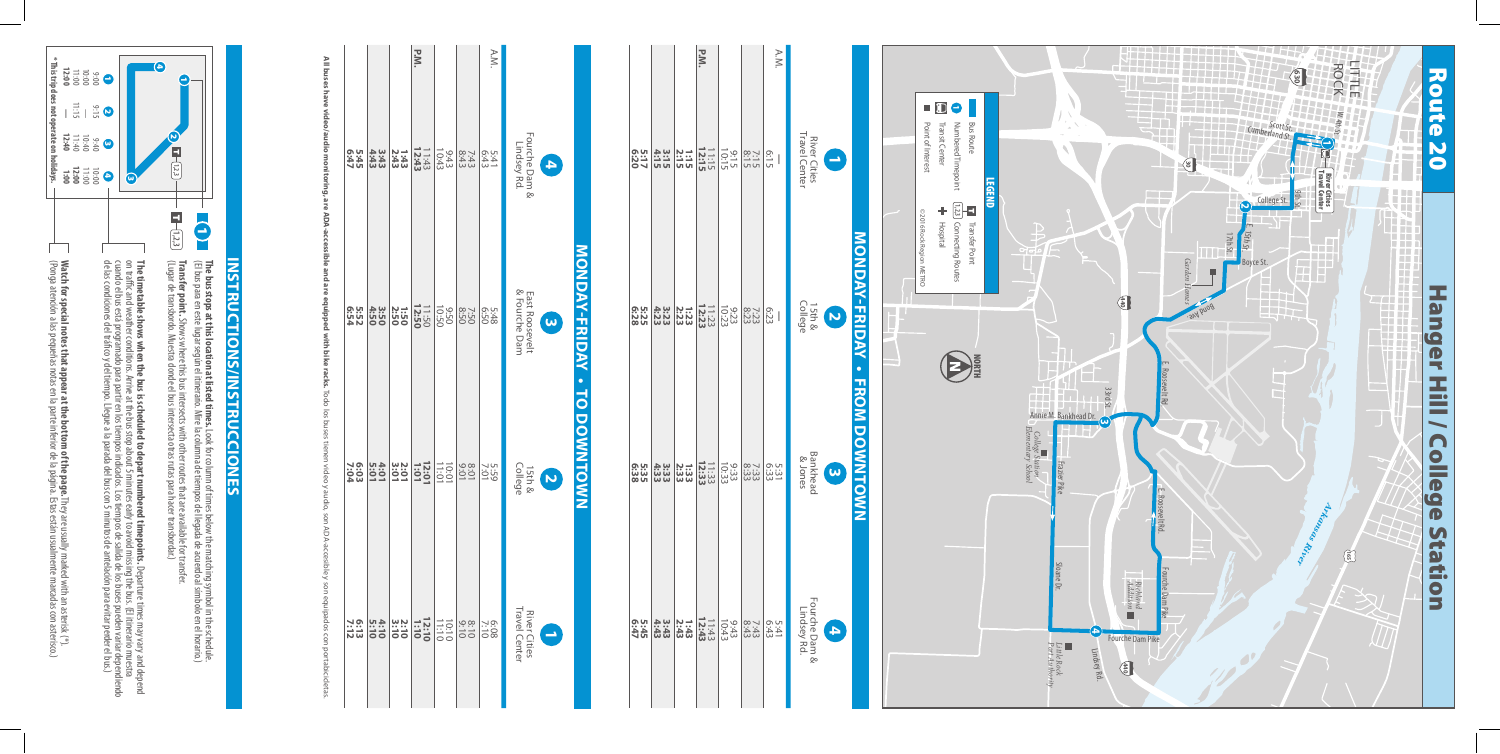# Route 20 — Hanger Hill / College Station

**LEGEND**

- Bus Route
- Numbered Timepoint
- Transit Center
- Point of Interest
- Transfer Point
- Connecting Routes
- Hospital

©2014 Rock Region METRO

## MONDAY-FRIDAY • FROM DOWNTOWN

| | 1 River Cities Travel Center | 2 15th & College | 3 Bankhead & Jones | 4 Fourche Dam & Lindsey Rd. |
|---|---|---|---|---|
| A.M. | — | — | 5:31 | 5:41 |
| | 6:15 | 6:23 | 6:33 | 6:43 |
| | 7:15 | 7:23 | 7:33 | 7:43 |
| | 8:15 | 8:23 | 8:33 | 8:43 |
| | 9:15 | 9:23 | 9:33 | 9:43 |
| | 10:15 | 10:23 | 10:33 | 10:43 |
| | 11:15 | 11:23 | 11:33 | 11:43 |
| P.M. | **12:15** | **12:23** | **12:33** | **12:43** |
| | **1:15** | **1:23** | **1:33** | **1:43** |
| | **2:15** | **2:23** | **2:33** | **2:43** |
| | **3:15** | **3:23** | **3:33** | **3:43** |
| | **4:15** | **4:23** | **4:33** | **4:43** |
| | **5:17** | **5:25** | **5:35** | **5:45** |
| | **6:20** | **6:28** | **6:38** | **6:47** |

## MONDAY-FRIDAY • TO DOWNTOWN

| | 4 Fourche Dam & Lindsey Rd. | 3 East Roosevelt & Fourche Dam | 2 15th & College | 1 River Cities Travel Center |
|---|---|---|---|---|
| A.M. | 5:41 | 5:48 | 5:59 | 6:08 |
| | 6:43 | 6:50 | 7:01 | 7:10 |
| | 7:43 | 7:50 | 8:01 | 8:10 |
| | 8:43 | 8:50 | 9:01 | 9:10 |
| | 9:43 | 9:50 | 10:01 | 10:10 |
| | 10:43 | 10:50 | 11:01 | 11:10 |
| | 11:43 | 11:50 | **12:01** | **12:10** |
| P.M. | **12:43** | **12:50** | **1:01** | **1:10** |
| | **1:43** | **1:50** | **2:01** | **2:10** |
| | **2:43** | **2:50** | **3:01** | **3:10** |
| | **3:43** | **3:50** | **4:01** | **4:10** |
| | **4:43** | **4:50** | **5:01** | **5:10** |
| | **5:45** | **5:52** | **6:03** | **6:13** |
| | **6:47** | **6:54** | **7:04** | **7:12** |

**All buses have video/audio monitoring, are ADA-accessible and are equipped with bike racks.** Todos los buses tienen video y audio, son ADA-accesible y son equipados con portabicicletas.

## INSTRUCTIONS/INSTRUCCIONES

**The bus stops at this location at listed times.** Look for columns of times below the matching symbol in the schedule. (El bus para en este lugar según el itinerario. Mire la columna de tiempos del llegada de acuerdo al símbolo en el horario.)

**Transfer point.** Shows where this bus intersects with other routes that are available for transfer. (Lugar de transbordo. Muestra dónde el bus intersecta otras rutas para hacer transbordar.)

| 1 | 2 | 3 | 4 |
|---|---|---|---|
| 9:00 | 9:15 | 9:40 | 10:00 |
| 10:00 | 10:15 | 10:40 | 11:00 |
| 11:00 | 11:15 | 11:40 | **12:00** |
| **12:00** | — | **12:40** | **1:00** |

**\* This trip does not operate on holidays.**

**The timetable shows when the bus is scheduled to depart numbered timepoints.** Departure times may vary and depend on traffic and weather conditions. Arrive at the bus stop about 5 minutes early to avoid missing the bus. (El itinerario muestra cuando el bus está programado para partir en los tiempos indicados. Los tiempos de salida de los buses pueden variar dependiendo de las condiciones del tráfico y del tiempo. Llegue a la parada del bus con 5 minutos de antelación para evitar perder el bus.)

**Watch for special notes that appear at the bottom of the page.** They are usually marked with an asterisk (*). (Ponga atención a las pequeñas notas en la parte inferior de la página. Éstas están usualmente marcadas con asterisco.)